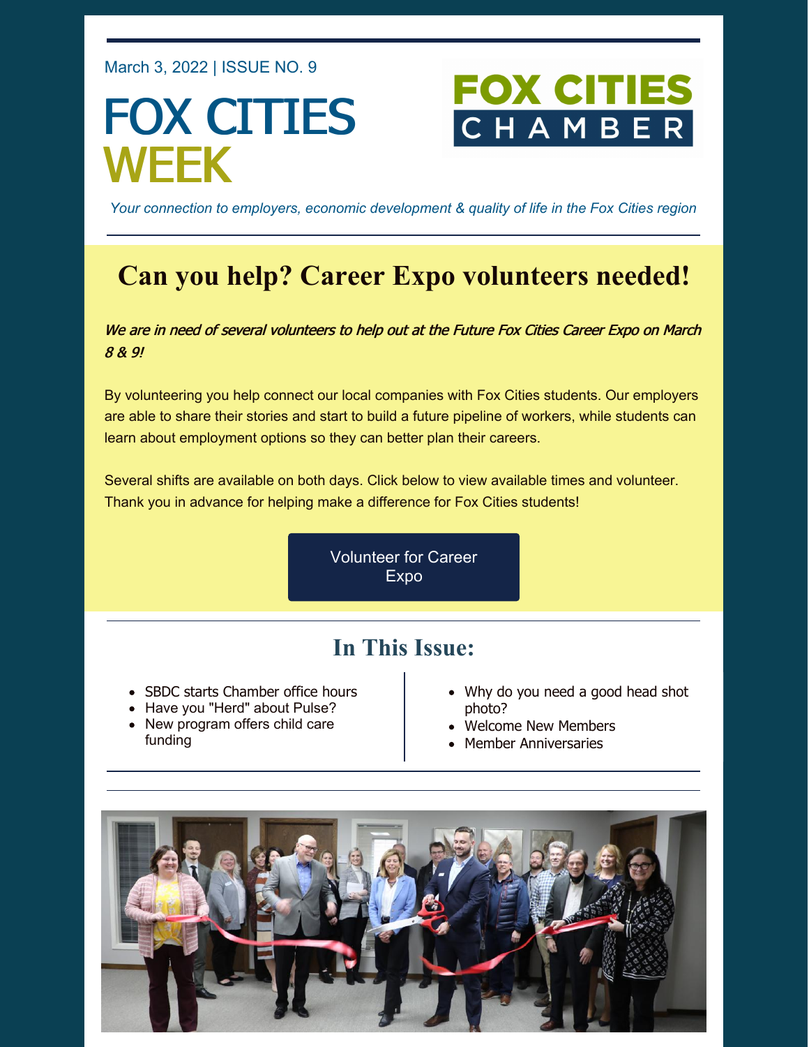March 3, 2022 | ISSUE NO. 9

# FOX CITIES WEEK

FOX CITIES CHAMBER

*Your connection to employers, economic development & quality of life in the Fox Cities region*

## Can you help? Career Expo volunteers needed!

***We are in need of several volunteers to help out at the Future Fox Cities Career Expo on March 8 & 9!***

By volunteering you help connect our local companies with Fox Cities students. Our employers are able to share their stories and start to build a future pipeline of workers, while students can learn about employment options so they can better plan their careers.

Several shifts are available on both days. Click below to view available times and volunteer. Thank you in advance for helping make a difference for Fox Cities students!

Volunteer for Career Expo

## In This Issue:

- SBDC starts Chamber office hours
- Have you "Herd" about Pulse?
- New program offers child care funding
- Why do you need a good head shot photo?
- Welcome New Members
- Member Anniversaries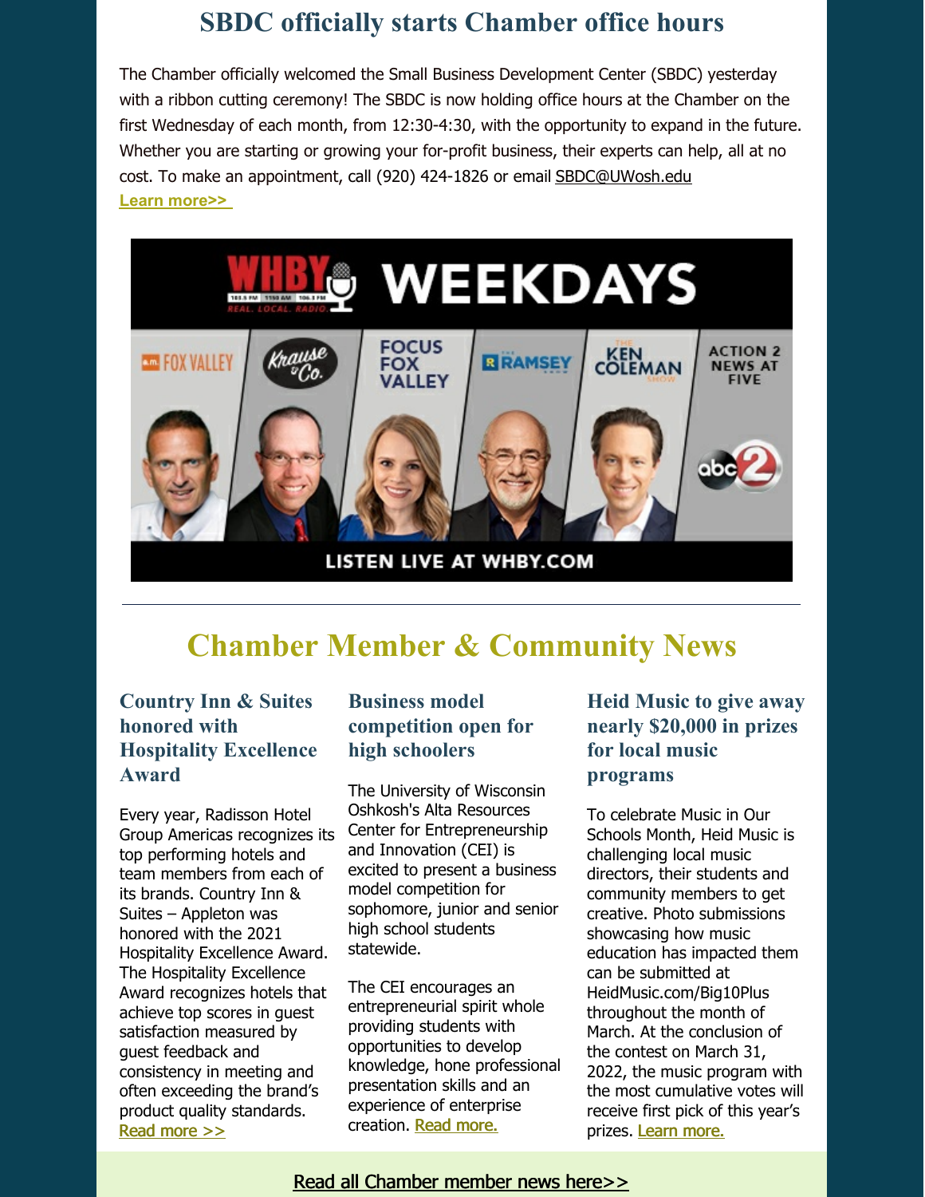## SBDC officially starts Chamber office hours

The Chamber officially welcomed the Small Business Development Center (SBDC) yesterday with a ribbon cutting ceremony! The SBDC is now holding office hours at the Chamber on the first Wednesday of each month, from 12:30-4:30, with the opportunity to expand in the future. Whether you are starting or growing your for-profit business, their experts can help, all at no cost. To make an appointment, call (920) 424-1826 or email SBDC@UWosh.edu

**Learn more>>**

---

# Chamber Member & Community News

### Country Inn & Suites honored with Hospitality Excellence Award

Every year, Radisson Hotel Group Americas recognizes its top performing hotels and team members from each of its brands. Country Inn & Suites – Appleton was honored with the 2021 Hospitality Excellence Award. The Hospitality Excellence Award recognizes hotels that achieve top scores in guest satisfaction measured by guest feedback and consistency in meeting and often exceeding the brand's product quality standards. Read more >>

### Business model competition open for high schoolers

The University of Wisconsin Oshkosh's Alta Resources Center for Entrepreneurship and Innovation (CEI) is excited to present a business model competition for sophomore, junior and senior high school students statewide.

The CEI encourages an entrepreneurial spirit whole providing students with opportunities to develop knowledge, hone professional presentation skills and an experience of enterprise creation. Read more.

### Heid Music to give away nearly $20,000 in prizes for local music programs

To celebrate Music in Our Schools Month, Heid Music is challenging local music directors, their students and community members to get creative. Photo submissions showcasing how music education has impacted them can be submitted at HeidMusic.com/Big10Plus throughout the month of March. At the conclusion of the contest on March 31, 2022, the music program with the most cumulative votes will receive first pick of this year's prizes. Learn more.

Read all Chamber member news here>>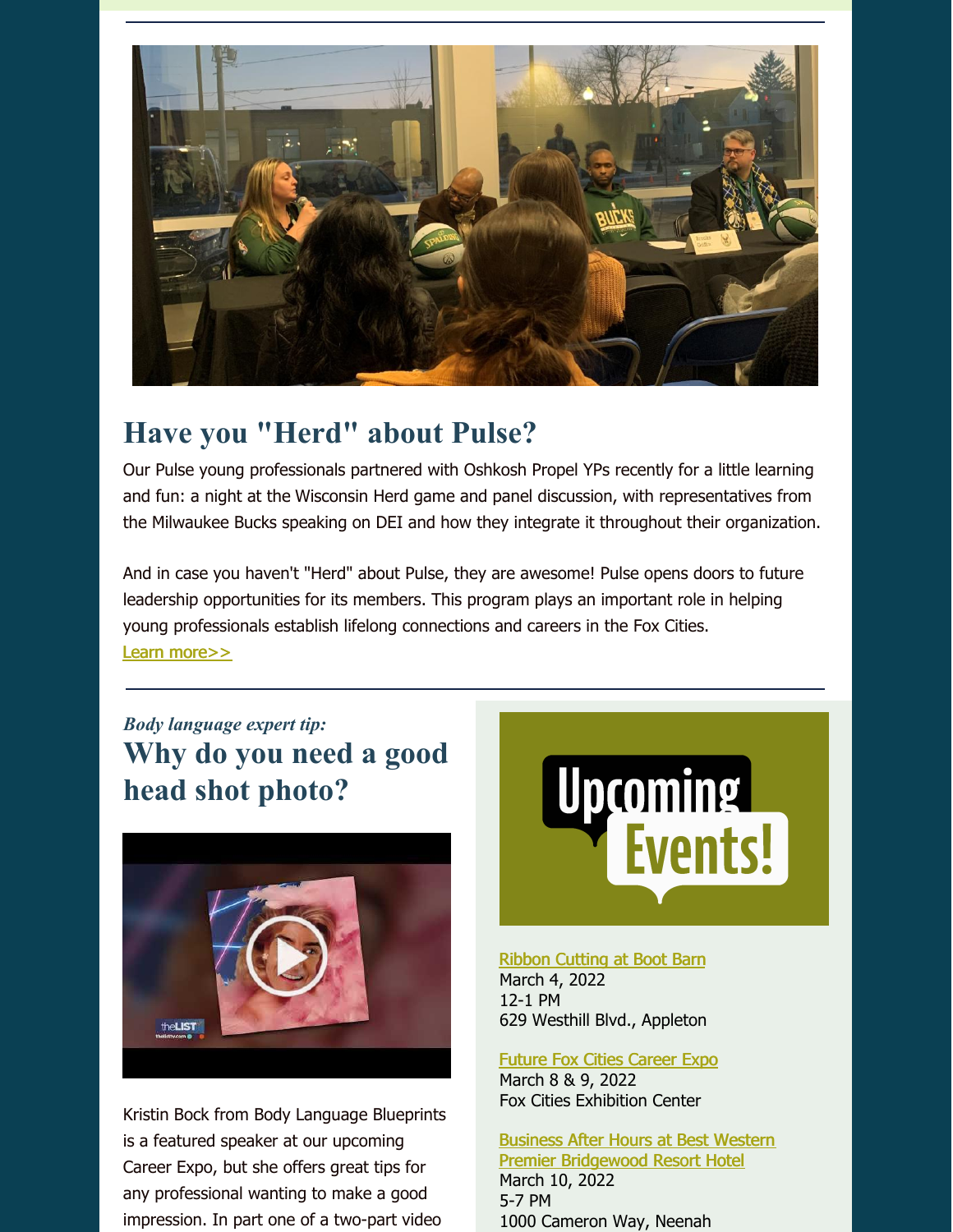## Have you "Herd" about Pulse?

Our Pulse young professionals partnered with Oshkosh Propel YPs recently for a little learning and fun: a night at the Wisconsin Herd game and panel discussion, with representatives from the Milwaukee Bucks speaking on DEI and how they integrate it throughout their organization.

And in case you haven't "Herd" about Pulse, they are awesome! Pulse opens doors to future leadership opportunities for its members. This program plays an important role in helping young professionals establish lifelong connections and careers in the Fox Cities.
Learn more>>

*Body language expert tip:*

## Why do you need a good head shot photo?

Kristin Bock from Body Language Blueprints is a featured speaker at our upcoming Career Expo, but she offers great tips for any professional wanting to make a good impression. In part one of a two-part video

### Upcoming Events!

Ribbon Cutting at Boot Barn
March 4, 2022
12-1 PM
629 Westhill Blvd., Appleton

Future Fox Cities Career Expo
March 8 & 9, 2022
Fox Cities Exhibition Center

Business After Hours at Best Western Premier Bridgewood Resort Hotel
March 10, 2022
5-7 PM
1000 Cameron Way, Neenah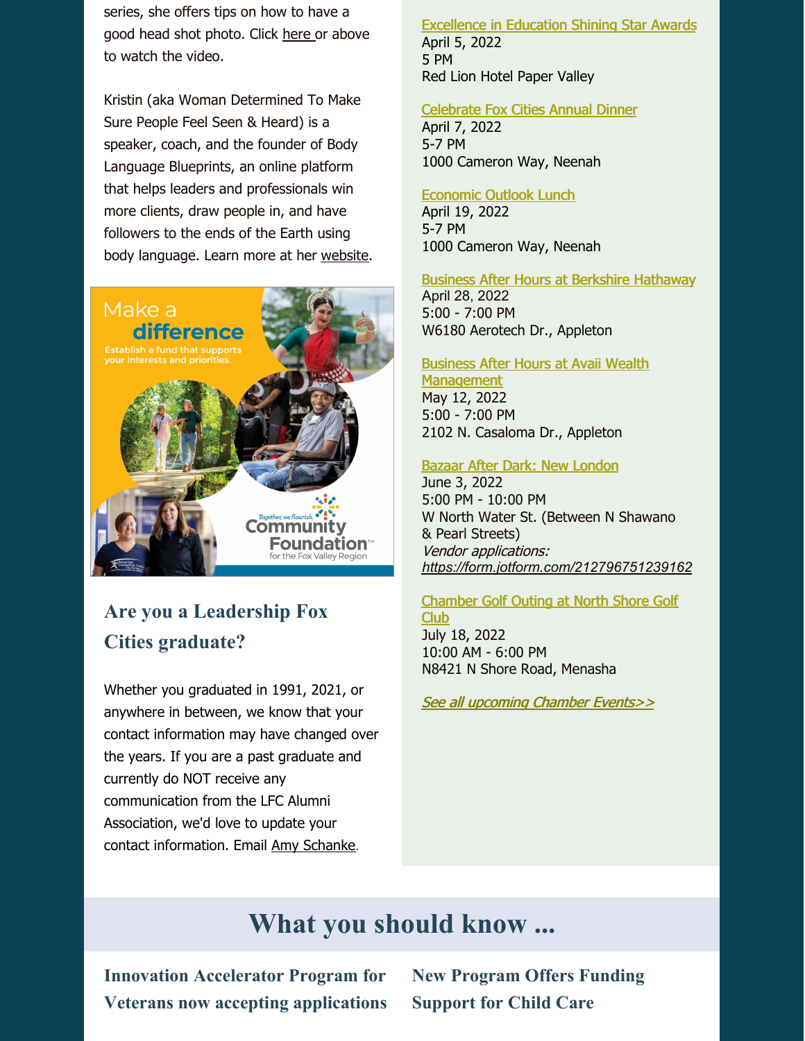series, she offers tips on how to have a good head shot photo. Click here or above to watch the video.

Kristin (aka Woman Determined To Make Sure People Feel Seen & Heard) is a speaker, coach, and the founder of Body Language Blueprints, an online platform that helps leaders and professionals win more clients, draw people in, and have followers to the ends of the Earth using body language. Learn more at her website.

Make a difference

Establish a fund that supports your interests and priorities.

Together, we flourish. Community Foundation for the Fox Valley Region

## Are you a Leadership Fox Cities graduate?

Whether you graduated in 1991, 2021, or anywhere in between, we know that your contact information may have changed over the years. If you are a past graduate and currently do NOT receive any communication from the LFC Alumni Association, we'd love to update your contact information. Email Amy Schanke.

Excellence in Education Shining Star Awards
April 5, 2022
5 PM
Red Lion Hotel Paper Valley

Celebrate Fox Cities Annual Dinner
April 7, 2022
5-7 PM
1000 Cameron Way, Neenah

Economic Outlook Lunch
April 19, 2022
5-7 PM
1000 Cameron Way, Neenah

Business After Hours at Berkshire Hathaway
April 28, 2022
5:00 - 7:00 PM
W6180 Aerotech Dr., Appleton

Business After Hours at Avaii Wealth Management
May 12, 2022
5:00 - 7:00 PM
2102 N. Casaloma Dr., Appleton

Bazaar After Dark: New London
June 3, 2022
5:00 PM - 10:00 PM
W North Water St. (Between N Shawano & Pearl Streets)
*Vendor applications: https://form.jotform.com/212796751239162*

Chamber Golf Outing at North Shore Golf Club
July 18, 2022
10:00 AM - 6:00 PM
N8421 N Shore Road, Menasha

*See all upcoming Chamber Events>>*

# What you should know ...

## Innovation Accelerator Program for Veterans now accepting applications

## New Program Offers Funding Support for Child Care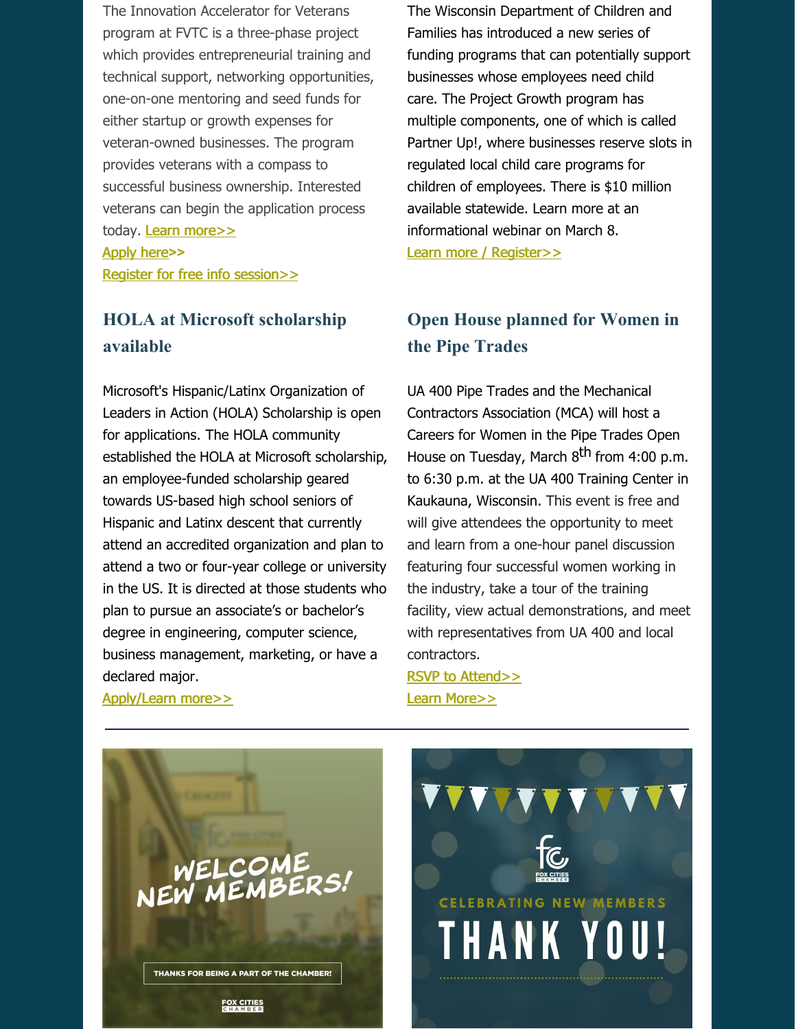The Innovation Accelerator for Veterans program at FVTC is a three-phase project which provides entrepreneurial training and technical support, networking opportunities, one-on-one mentoring and seed funds for either startup or growth expenses for veteran-owned businesses. The program provides veterans with a compass to successful business ownership. Interested veterans can begin the application process today. Learn more>>
Apply here>>
Register for free info session>>

The Wisconsin Department of Children and Families has introduced a new series of funding programs that can potentially support businesses whose employees need child care. The Project Growth program has multiple components, one of which is called Partner Up!, where businesses reserve slots in regulated local child care programs for children of employees. There is $10 million available statewide. Learn more at an informational webinar on March 8.
Learn more / Register>>

## HOLA at Microsoft scholarship available

Microsoft's Hispanic/Latinx Organization of Leaders in Action (HOLA) Scholarship is open for applications. The HOLA community established the HOLA at Microsoft scholarship, an employee-funded scholarship geared towards US-based high school seniors of Hispanic and Latinx descent that currently attend an accredited organization and plan to attend a two or four-year college or university in the US. It is directed at those students who plan to pursue an associate's or bachelor's degree in engineering, computer science, business management, marketing, or have a declared major.
Apply/Learn more>>

## Open House planned for Women in the Pipe Trades

UA 400 Pipe Trades and the Mechanical Contractors Association (MCA) will host a Careers for Women in the Pipe Trades Open House on Tuesday, March 8th from 4:00 p.m. to 6:30 p.m. at the UA 400 Training Center in Kaukauna, Wisconsin. This event is free and will give attendees the opportunity to meet and learn from a one-hour panel discussion featuring four successful women working in the industry, take a tour of the training facility, view actual demonstrations, and meet with representatives from UA 400 and local contractors.
RSVP to Attend>>
Learn More>>

---

WELCOME NEW MEMBERS!

THANKS FOR BEING A PART OF THE CHAMBER!

FOX CITIES CHAMBER

CELEBRATING NEW MEMBERS

THANK YOU!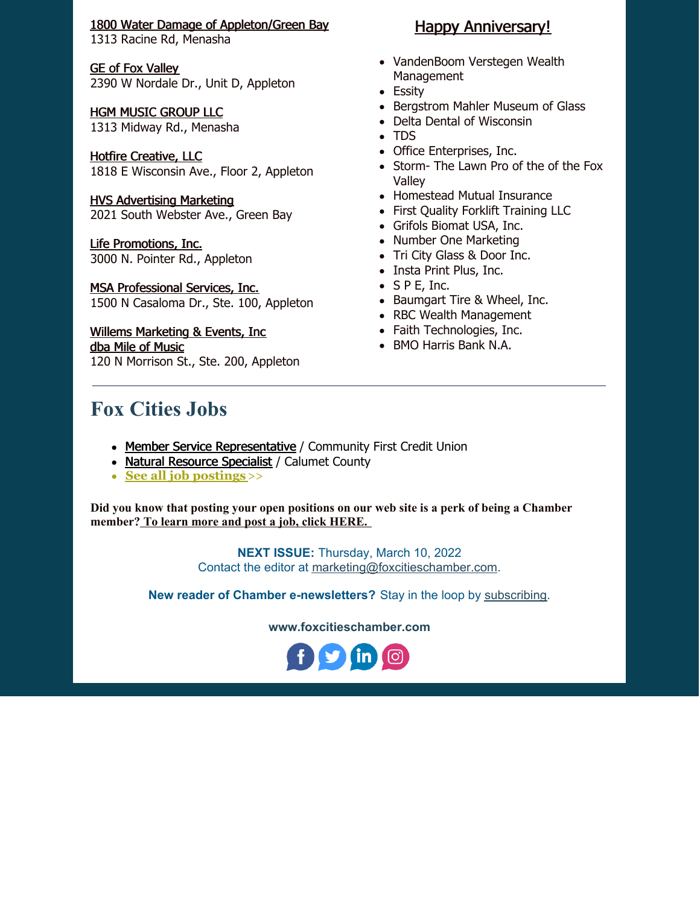1800 Water Damage of Appleton/Green Bay
1313 Racine Rd, Menasha

GE of Fox Valley
2390 W Nordale Dr., Unit D, Appleton

HGM MUSIC GROUP LLC
1313 Midway Rd., Menasha

Hotfire Creative, LLC
1818 E Wisconsin Ave., Floor 2, Appleton

HVS Advertising Marketing
2021 South Webster Ave., Green Bay

Life Promotions, Inc.
3000 N. Pointer Rd., Appleton

MSA Professional Services, Inc.
1500 N Casaloma Dr., Ste. 100, Appleton

Willems Marketing & Events, Inc
dba Mile of Music
120 N Morrison St., Ste. 200, Appleton

## Happy Anniversary!

- VandenBoom Verstegen Wealth Management
- Essity
- Bergstrom Mahler Museum of Glass
- Delta Dental of Wisconsin
- TDS
- Office Enterprises, Inc.
- Storm- The Lawn Pro of the of the Fox Valley
- Homestead Mutual Insurance
- First Quality Forklift Training LLC
- Grifols Biomat USA, Inc.
- Number One Marketing
- Tri City Glass & Door Inc.
- Insta Print Plus, Inc.
- S P E, Inc.
- Baumgart Tire & Wheel, Inc.
- RBC Wealth Management
- Faith Technologies, Inc.
- BMO Harris Bank N.A.

---

# Fox Cities Jobs

- Member Service Representative / Community First Credit Union
- Natural Resource Specialist / Calumet County
- **See all job postings >>**

**Did you know that posting your open positions on our web site is a perk of being a Chamber member? To learn more and post a job, click HERE.**

**NEXT ISSUE:** Thursday, March 10, 2022
Contact the editor at marketing@foxcitieschamber.com.

**New reader of Chamber e-newsletters?** Stay in the loop by subscribing.

**www.foxcitieschamber.com**